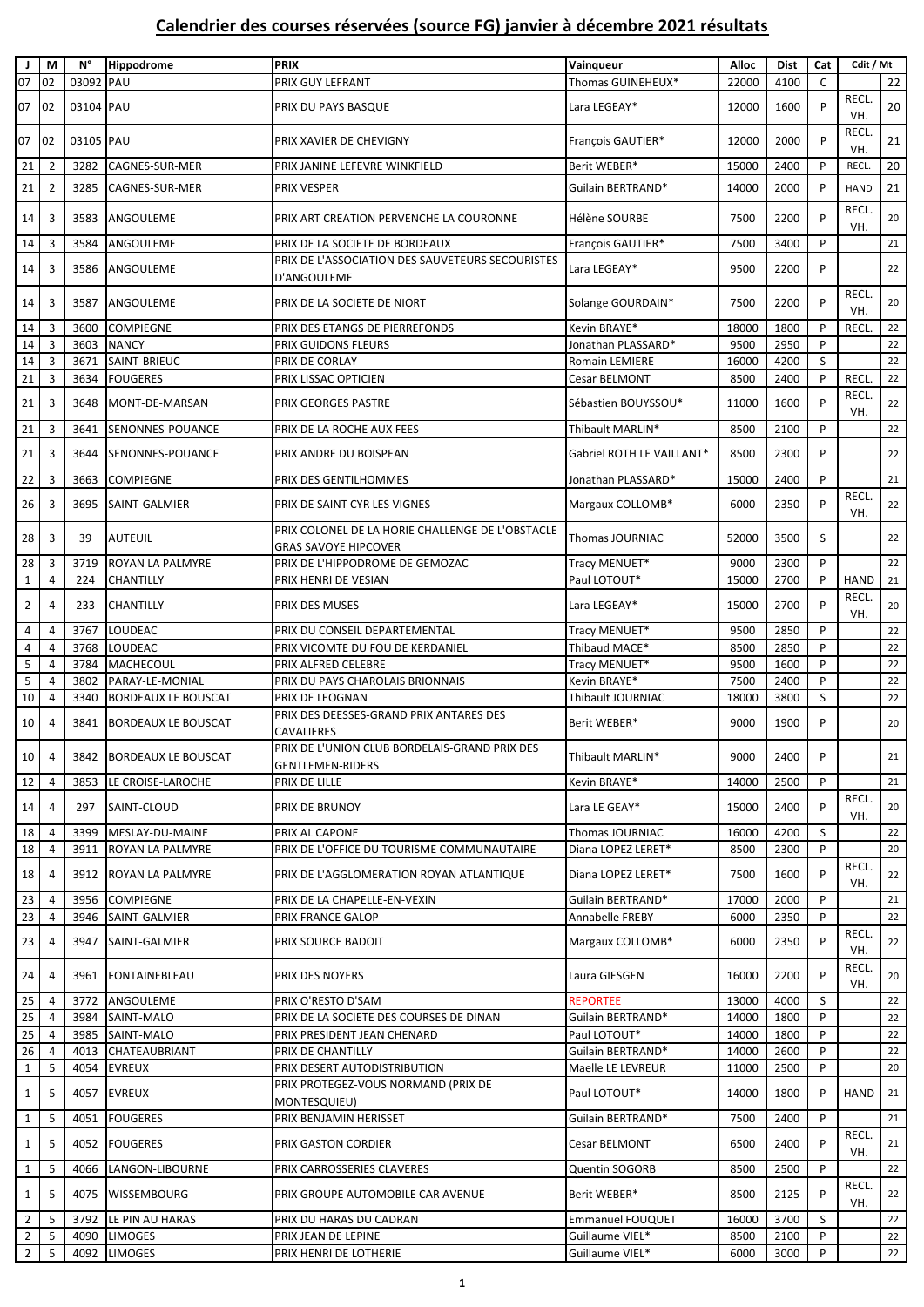# Calendrier des courses réservées (source FG) janvier à décembre 2021 résultats

| J | M | N° | Hippodrome | PRIX | Vainqueur | Alloc | Dist | Cat | Cdit / Mt | |
|---|---|---|---|---|---|---|---|---|---|---|
| 07 | 02 | 03092 | PAU | PRIX GUY LEFRANT | Thomas GUINEHEUX* | 22000 | 4100 | C | | 22 |
| 07 | 02 | 03104 | PAU | PRIX DU PAYS BASQUE | Lara LEGEAY* | 12000 | 1600 | P | RECL. VH. | 20 |
| 07 | 02 | 03105 | PAU | PRIX XAVIER DE CHEVIGNY | François GAUTIER* | 12000 | 2000 | P | RECL. VH. | 21 |
| 21 | 2 | 3282 | CAGNES-SUR-MER | PRIX JANINE LEFEVRE WINKFIELD | Berit WEBER* | 15000 | 2400 | P | RECL. | 20 |
| 21 | 2 | 3285 | CAGNES-SUR-MER | PRIX VESPER | Guilain BERTRAND* | 14000 | 2000 | P | HAND | 21 |
| 14 | 3 | 3583 | ANGOULEME | PRIX ART CREATION PERVENCHE LA COURONNE | Hélène SOURBE | 7500 | 2200 | P | RECL. VH. | 20 |
| 14 | 3 | 3584 | ANGOULEME | PRIX DE LA SOCIETE DE BORDEAUX | François GAUTIER* | 7500 | 3400 | P | | 21 |
| 14 | 3 | 3586 | ANGOULEME | PRIX DE L'ASSOCIATION DES SAUVETEURS SECOURISTES D'ANGOULEME | Lara LEGEAY* | 9500 | 2200 | P | | 22 |
| 14 | 3 | 3587 | ANGOULEME | PRIX DE LA SOCIETE DE NIORT | Solange GOURDAIN* | 7500 | 2200 | P | RECL. VH. | 20 |
| 14 | 3 | 3600 | COMPIEGNE | PRIX DES ETANGS DE PIERREFONDS | Kevin BRAYE* | 18000 | 1800 | P | RECL. | 22 |
| 14 | 3 | 3603 | NANCY | PRIX GUIDONS FLEURS | Jonathan PLASSARD* | 9500 | 2950 | P | | 22 |
| 14 | 3 | 3671 | SAINT-BRIEUC | PRIX DE CORLAY | Romain LEMIERE | 16000 | 4200 | S | | 22 |
| 21 | 3 | 3634 | FOUGERES | PRIX LISSAC OPTICIEN | Cesar BELMONT | 8500 | 2400 | P | RECL. | 22 |
| 21 | 3 | 3648 | MONT-DE-MARSAN | PRIX GEORGES PASTRE | Sébastien BOUYSSOU* | 11000 | 1600 | P | RECL. VH. | 22 |
| 21 | 3 | 3641 | SENONNES-POUANCE | PRIX DE LA ROCHE AUX FEES | Thibault MARLIN* | 8500 | 2100 | P | | 22 |
| 21 | 3 | 3644 | SENONNES-POUANCE | PRIX ANDRE DU BOISPEAN | Gabriel ROTH LE VAILLANT* | 8500 | 2300 | P | | 22 |
| 22 | 3 | 3663 | COMPIEGNE | PRIX DES GENTILHOMMES | Jonathan PLASSARD* | 15000 | 2400 | P | | 21 |
| 26 | 3 | 3695 | SAINT-GALMIER | PRIX DE SAINT CYR LES VIGNES | Margaux COLLOMB* | 6000 | 2350 | P | RECL. VH. | 22 |
| 28 | 3 | 39 | AUTEUIL | PRIX COLONEL DE LA HORIE CHALLENGE DE L'OBSTACLE GRAS SAVOYE HIPCOVER | Thomas JOURNIAC | 52000 | 3500 | S | | 22 |
| 28 | 3 | 3719 | ROYAN LA PALMYRE | PRIX DE L'HIPPODROME DE GEMOZAC | Tracy MENUET* | 9000 | 2300 | P | | 22 |
| 1 | 4 | 224 | CHANTILLY | PRIX HENRI DE VESIAN | Paul LOTOUT* | 15000 | 2700 | P | HAND | 21 |
| 2 | 4 | 233 | CHANTILLY | PRIX DES MUSES | Lara LEGEAY* | 15000 | 2700 | P | RECL. VH. | 20 |
| 4 | 4 | 3767 | LOUDEAC | PRIX DU CONSEIL DEPARTEMENTAL | Tracy MENUET* | 9500 | 2850 | P | | 22 |
| 4 | 4 | 3768 | LOUDEAC | PRIX VICOMTE DU FOU DE KERDANIEL | Thibaud MACE* | 8500 | 2850 | P | | 22 |
| 5 | 4 | 3784 | MACHECOUL | PRIX ALFRED CELEBRE | Tracy MENUET* | 9500 | 1600 | P | | 22 |
| 5 | 4 | 3802 | PARAY-LE-MONIAL | PRIX DU PAYS CHAROLAIS BRIONNAIS | Kevin BRAYE* | 7500 | 2400 | P | | 22 |
| 10 | 4 | 3340 | BORDEAUX LE BOUSCAT | PRIX DE LEOGNAN | Thibault JOURNIAC | 18000 | 3800 | S | | 22 |
| 10 | 4 | 3841 | BORDEAUX LE BOUSCAT | PRIX DES DEESSES-GRAND PRIX ANTARES DES CAVALIERES | Berit WEBER* | 9000 | 1900 | P | | 20 |
| 10 | 4 | 3842 | BORDEAUX LE BOUSCAT | PRIX DE L'UNION CLUB BORDELAIS-GRAND PRIX DES GENTLEMEN-RIDERS | Thibault MARLIN* | 9000 | 2400 | P | | 21 |
| 12 | 4 | 3853 | LE CROISE-LAROCHE | PRIX DE LILLE | Kevin BRAYE* | 14000 | 2500 | P | | 21 |
| 14 | 4 | 297 | SAINT-CLOUD | PRIX DE BRUNOY | Lara LE GEAY* | 15000 | 2400 | P | RECL. VH. | 20 |
| 18 | 4 | 3399 | MESLAY-DU-MAINE | PRIX AL CAPONE | Thomas JOURNIAC | 16000 | 4200 | S | | 22 |
| 18 | 4 | 3911 | ROYAN LA PALMYRE | PRIX DE L'OFFICE DU TOURISME COMMUNAUTAIRE | Diana LOPEZ LERET* | 8500 | 2300 | P | | 20 |
| 18 | 4 | 3912 | ROYAN LA PALMYRE | PRIX DE L'AGGLOMERATION ROYAN ATLANTIQUE | Diana LOPEZ LERET* | 7500 | 1600 | P | RECL. VH. | 22 |
| 23 | 4 | 3956 | COMPIEGNE | PRIX DE LA CHAPELLE-EN-VEXIN | Guilain BERTRAND* | 17000 | 2000 | P | | 21 |
| 23 | 4 | 3946 | SAINT-GALMIER | PRIX FRANCE GALOP | Annabelle FREBY | 6000 | 2350 | P | | 22 |
| 23 | 4 | 3947 | SAINT-GALMIER | PRIX SOURCE BADOIT | Margaux COLLOMB* | 6000 | 2350 | P | RECL. VH. | 22 |
| 24 | 4 | 3961 | FONTAINEBLEAU | PRIX DES NOYERS | Laura GIESGEN | 16000 | 2200 | P | RECL. VH. | 20 |
| 25 | 4 | 3772 | ANGOULEME | PRIX O'RESTO D'SAM | REPORTEE | 13000 | 4000 | S | | 22 |
| 25 | 4 | 3984 | SAINT-MALO | PRIX DE LA SOCIETE DES COURSES DE DINAN | Guilain BERTRAND* | 14000 | 1800 | P | | 22 |
| 25 | 4 | 3985 | SAINT-MALO | PRIX PRESIDENT JEAN CHENARD | Paul LOTOUT* | 14000 | 1800 | P | | 22 |
| 26 | 4 | 4013 | CHATEAUBRIANT | PRIX DE CHANTILLY | Guilain BERTRAND* | 14000 | 2600 | P | | 22 |
| 1 | 5 | 4054 | EVREUX | PRIX DESERT AUTODISTRIBUTION | Maelle LE LEVREUR | 11000 | 2500 | P | | 20 |
| 1 | 5 | 4057 | EVREUX | PRIX PROTEGEZ-VOUS NORMAND (PRIX DE MONTESQUIEU) | Paul LOTOUT* | 14000 | 1800 | P | HAND | 21 |
| 1 | 5 | 4051 | FOUGERES | PRIX BENJAMIN HERISSET | Guilain BERTRAND* | 7500 | 2400 | P | | 21 |
| 1 | 5 | 4052 | FOUGERES | PRIX GASTON CORDIER | Cesar BELMONT | 6500 | 2400 | P | RECL. VH. | 21 |
| 1 | 5 | 4066 | LANGON-LIBOURNE | PRIX CARROSSERIES CLAVERES | Quentin SOGORB | 8500 | 2500 | P | | 22 |
| 1 | 5 | 4075 | WISSEMBOURG | PRIX GROUPE AUTOMOBILE CAR AVENUE | Berit WEBER* | 8500 | 2125 | P | RECL. VH. | 22 |
| 2 | 5 | 3792 | LE PIN AU HARAS | PRIX DU HARAS DU CADRAN | Emmanuel FOUQUET | 16000 | 3700 | S | | 22 |
| 2 | 5 | 4090 | LIMOGES | PRIX JEAN DE LEPINE | Guillaume VIEL* | 8500 | 2100 | P | | 22 |
| 2 | 5 | 4092 | LIMOGES | PRIX HENRI DE LOTHERIE | Guillaume VIEL* | 6000 | 3000 | P | | 22 |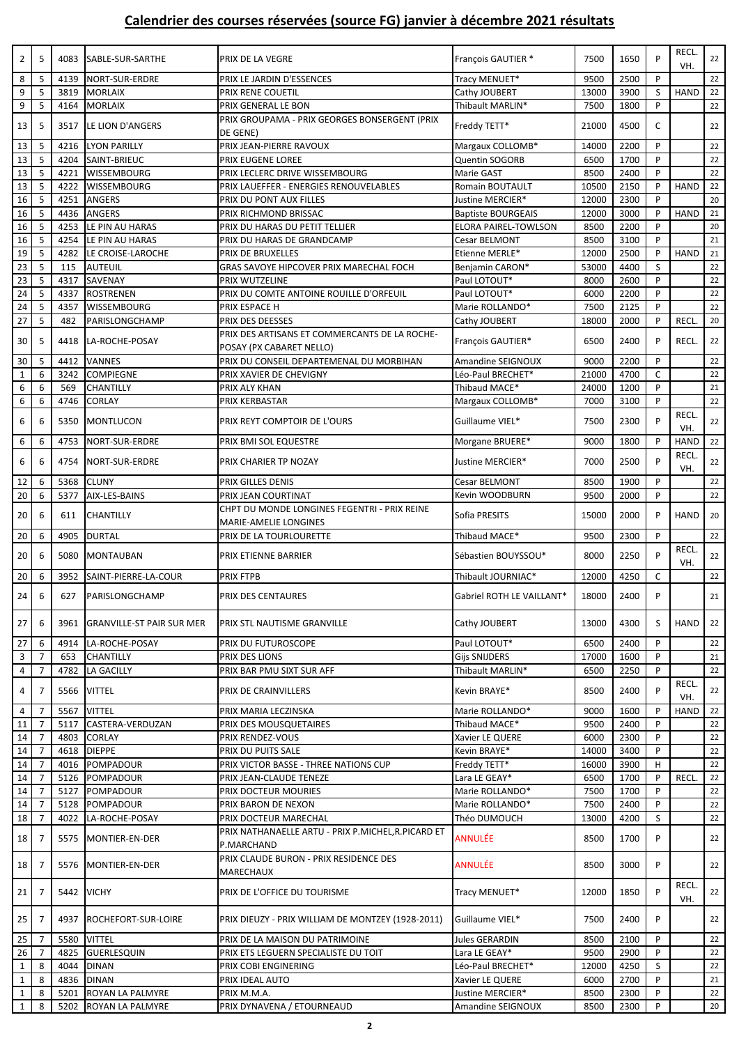## Calendrier des courses réservées (source FG) janvier à décembre 2021 résultats

| | | | | | | | | | | |
|---|---|---|---|---|---|---|---|---|---|---|
| 2 | 5 | 4083 | SABLE-SUR-SARTHE | PRIX DE LA VEGRE | François GAUTIER * | 7500 | 1650 | P | RECL. VH. | 22 |
| 8 | 5 | 4139 | NORT-SUR-ERDRE | PRIX LE JARDIN D'ESSENCES | Tracy MENUET* | 9500 | 2500 | P | | 22 |
| 9 | 5 | 3819 | MORLAIX | PRIX RENE COUETIL | Cathy JOUBERT | 13000 | 3900 | S | HAND | 22 |
| 9 | 5 | 4164 | MORLAIX | PRIX GENERAL LE BON | Thibault MARLIN* | 7500 | 1800 | P | | 22 |
| 13 | 5 | 3517 | LE LION D'ANGERS | PRIX GROUPAMA - PRIX GEORGES BONSERGENT (PRIX DE GENE) | Freddy TETT* | 21000 | 4500 | C | | 22 |
| 13 | 5 | 4216 | LYON PARILLY | PRIX JEAN-PIERRE RAVOUX | Margaux COLLOMB* | 14000 | 2200 | P | | 22 |
| 13 | 5 | 4204 | SAINT-BRIEUC | PRIX EUGENE LOREE | Quentin SOGORB | 6500 | 1700 | P | | 22 |
| 13 | 5 | 4221 | WISSEMBOURG | PRIX LECLERC DRIVE WISSEMBOURG | Marie GAST | 8500 | 2400 | P | | 22 |
| 13 | 5 | 4222 | WISSEMBOURG | PRIX LAUEFFER - ENERGIES RENOUVELABLES | Romain BOUTAULT | 10500 | 2150 | P | HAND | 22 |
| 16 | 5 | 4251 | ANGERS | PRIX DU PONT AUX FILLES | Justine MERCIER* | 12000 | 2300 | P | | 20 |
| 16 | 5 | 4436 | ANGERS | PRIX RICHMOND BRISSAC | Baptiste BOURGEAIS | 12000 | 3000 | P | HAND | 21 |
| 16 | 5 | 4253 | LE PIN AU HARAS | PRIX DU HARAS DU PETIT TELLIER | ELORA PAIREL-TOWLSON | 8500 | 2200 | P | | 20 |
| 16 | 5 | 4254 | LE PIN AU HARAS | PRIX DU HARAS DE GRANDCAMP | Cesar BELMONT | 8500 | 3100 | P | | 21 |
| 19 | 5 | 4282 | LE CROISE-LAROCHE | PRIX DE BRUXELLES | Etienne MERLE* | 12000 | 2500 | P | HAND | 21 |
| 23 | 5 | 115 | AUTEUIL | GRAS SAVOYE HIPCOVER PRIX MARECHAL FOCH | Benjamin CARON* | 53000 | 4400 | S | | 22 |
| 23 | 5 | 4317 | SAVENAY | PRIX WUTZELINE | Paul LOTOUT* | 8000 | 2600 | P | | 22 |
| 24 | 5 | 4337 | ROSTRENEN | PRIX DU COMTE ANTOINE ROUILLE D'ORFEUIL | Paul LOTOUT* | 6000 | 2200 | P | | 22 |
| 24 | 5 | 4357 | WISSEMBOURG | PRIX ESPACE H | Marie ROLLANDO* | 7500 | 2125 | P | | 22 |
| 27 | 5 | 482 | PARISLONGCHAMP | PRIX DES DEESSES | Cathy JOUBERT | 18000 | 2000 | P | RECL. | 20 |
| 30 | 5 | 4418 | LA-ROCHE-POSAY | PRIX DES ARTISANS ET COMMERCANTS DE LA ROCHE-POSAY (PX CABARET NELLO) | François GAUTIER* | 6500 | 2400 | P | RECL. | 22 |
| 30 | 5 | 4412 | VANNES | PRIX DU CONSEIL DEPARTEMENAL DU MORBIHAN | Amandine SEIGNOUX | 9000 | 2200 | P | | 22 |
| 1 | 6 | 3242 | COMPIEGNE | PRIX XAVIER DE CHEVIGNY | Léo-Paul BRECHET* | 21000 | 4700 | C | | 22 |
| 6 | 6 | 569 | CHANTILLY | PRIX ALY KHAN | Thibaud MACE* | 24000 | 1200 | P | | 21 |
| 6 | 6 | 4746 | CORLAY | PRIX KERBASTAR | Margaux COLLOMB* | 7000 | 3100 | P | | 22 |
| 6 | 6 | 5350 | MONTLUCON | PRIX REYT COMPTOIR DE L'OURS | Guillaume VIEL* | 7500 | 2300 | P | RECL. VH. | 22 |
| 6 | 6 | 4753 | NORT-SUR-ERDRE | PRIX BMI SOL EQUESTRE | Morgane BRUERE* | 9000 | 1800 | P | HAND | 22 |
| 6 | 6 | 4754 | NORT-SUR-ERDRE | PRIX CHARIER TP NOZAY | Justine MERCIER* | 7000 | 2500 | P | RECL. VH. | 22 |
| 12 | 6 | 5368 | CLUNY | PRIX GILLES DENIS | Cesar BELMONT | 8500 | 1900 | P | | 22 |
| 20 | 6 | 5377 | AIX-LES-BAINS | PRIX JEAN COURTINAT | Kevin WOODBURN | 9500 | 2000 | P | | 22 |
| 20 | 6 | 611 | CHANTILLY | CHPT DU MONDE LONGINES FEGENTRI - PRIX REINE MARIE-AMELIE LONGINES | Sofia PRESITS | 15000 | 2000 | P | HAND | 20 |
| 20 | 6 | 4905 | DURTAL | PRIX DE LA TOURLOURETTE | Thibaud MACE* | 9500 | 2300 | P | | 22 |
| 20 | 6 | 5080 | MONTAUBAN | PRIX ETIENNE BARRIER | Sébastien BOUYSSOU* | 8000 | 2250 | P | RECL. VH. | 22 |
| 20 | 6 | 3952 | SAINT-PIERRE-LA-COUR | PRIX FTPB | Thibault JOURNIAC* | 12000 | 4250 | C | | 22 |
| 24 | 6 | 627 | PARISLONGCHAMP | PRIX DES CENTAURES | Gabriel ROTH LE VAILLANT* | 18000 | 2400 | P | | 21 |
| 27 | 6 | 3961 | GRANVILLE-ST PAIR SUR MER | PRIX STL NAUTISME GRANVILLE | Cathy JOUBERT | 13000 | 4300 | S | HAND | 22 |
| 27 | 6 | 4914 | LA-ROCHE-POSAY | PRIX DU FUTUROSCOPE | Paul LOTOUT* | 6500 | 2400 | P | | 22 |
| 3 | 7 | 653 | CHANTILLY | PRIX DES LIONS | Gijs SNIJDERS | 17000 | 1600 | P | | 21 |
| 4 | 7 | 4782 | LA GACILLY | PRIX BAR PMU SIXT SUR AFF | Thibault MARLIN* | 6500 | 2250 | P | | 22 |
| 4 | 7 | 5566 | VITTEL | PRIX DE CRAINVILLERS | Kevin BRAYE* | 8500 | 2400 | P | RECL. VH. | 22 |
| 4 | 7 | 5567 | VITTEL | PRIX MARIA LECZINSKA | Marie ROLLANDO* | 9000 | 1600 | P | HAND | 22 |
| 11 | 7 | 5117 | CASTERA-VERDUZAN | PRIX DES MOUSQUETAIRES | Thibaud MACE* | 9500 | 2400 | P | | 22 |
| 14 | 7 | 4803 | CORLAY | PRIX RENDEZ-VOUS | Xavier LE QUERE | 6000 | 2300 | P | | 22 |
| 14 | 7 | 4618 | DIEPPE | PRIX DU PUITS SALE | Kevin BRAYE* | 14000 | 3400 | P | | 22 |
| 14 | 7 | 4016 | POMPADOUR | PRIX VICTOR BASSE - THREE NATIONS CUP | Freddy TETT* | 16000 | 3900 | H | | 22 |
| 14 | 7 | 5126 | POMPADOUR | PRIX JEAN-CLAUDE TENEZE | Lara LE GEAY* | 6500 | 1700 | P | RECL. | 22 |
| 14 | 7 | 5127 | POMPADOUR | PRIX DOCTEUR MOURIES | Marie ROLLANDO* | 7500 | 1700 | P | | 22 |
| 14 | 7 | 5128 | POMPADOUR | PRIX BARON DE NEXON | Marie ROLLANDO* | 7500 | 2400 | P | | 22 |
| 18 | 7 | 4022 | LA-ROCHE-POSAY | PRIX DOCTEUR MARECHAL | Théo DUMOUCH | 13000 | 4200 | S | | 22 |
| 18 | 7 | 5575 | MONTIER-EN-DER | PRIX NATHANAELLE ARTU - PRIX P.MICHEL,R.PICARD ET P.MARCHAND | ANNULÉE | 8500 | 1700 | P | | 22 |
| 18 | 7 | 5576 | MONTIER-EN-DER | PRIX CLAUDE BURON - PRIX RESIDENCE DES MARECHAUX | ANNULÉE | 8500 | 3000 | P | | 22 |
| 21 | 7 | 5442 | VICHY | PRIX DE L'OFFICE DU TOURISME | Tracy MENUET* | 12000 | 1850 | P | RECL. VH. | 22 |
| 25 | 7 | 4937 | ROCHEFORT-SUR-LOIRE | PRIX DIEUZY - PRIX WILLIAM DE MONTZEY (1928-2011) | Guillaume VIEL* | 7500 | 2400 | P | | 22 |
| 25 | 7 | 5580 | VITTEL | PRIX DE LA MAISON DU PATRIMOINE | Jules GERARDIN | 8500 | 2100 | P | | 22 |
| 26 | 7 | 4825 | GUERLESQUIN | PRIX ETS LEGUERN SPECIALISTE DU TOIT | Lara LE GEAY* | 9500 | 2900 | P | | 22 |
| 1 | 8 | 4044 | DINAN | PRIX COBI ENGINERING | Léo-Paul BRECHET* | 12000 | 4250 | S | | 22 |
| 1 | 8 | 4836 | DINAN | PRIX IDEAL AUTO | Xavier LE QUERE | 6000 | 2700 | P | | 21 |
| 1 | 8 | 5201 | ROYAN LA PALMYRE | PRIX M.M.A. | Justine MERCIER* | 8500 | 2300 | P | | 22 |
| 1 | 8 | 5202 | ROYAN LA PALMYRE | PRIX DYNAVENA / ETOURNEAUD | Amandine SEIGNOUX | 8500 | 2300 | P | | 20 |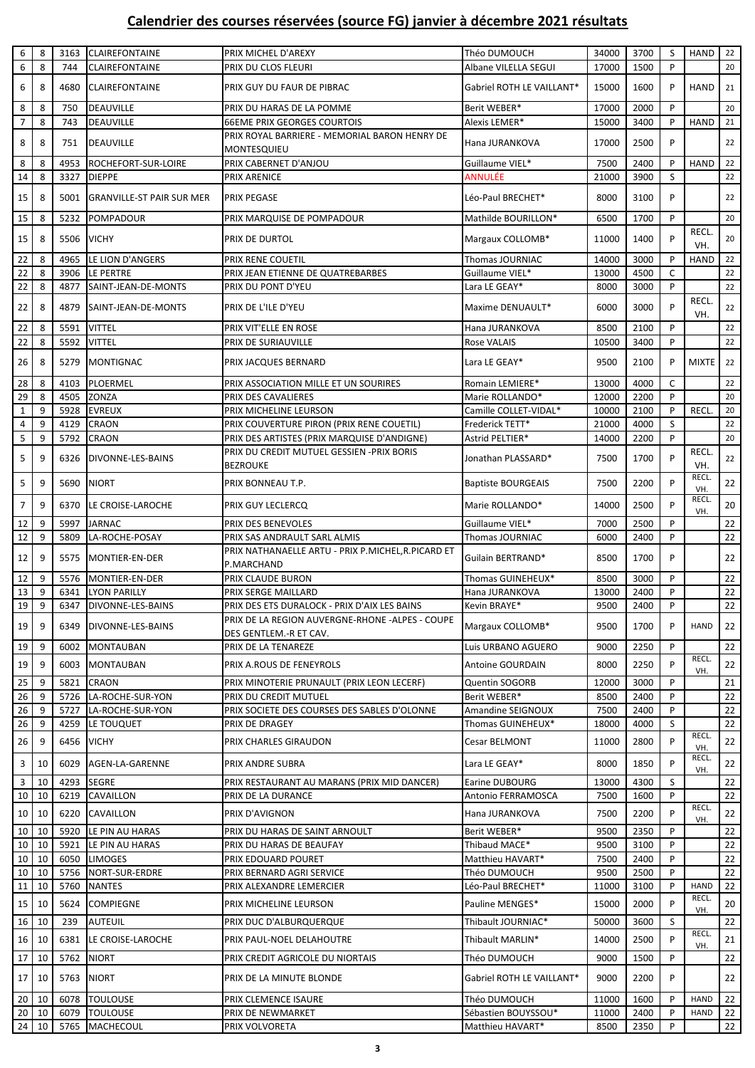## Calendrier des courses réservées (source FG) janvier à décembre 2021 résultats

| | | | | | | | | | | |
|---|---|---|---|---|---|---|---|---|---|---|
| 6 | 8 | 3163 | CLAIREFONTAINE | PRIX MICHEL D'AREXY | Théo DUMOUCH | 34000 | 3700 | S | HAND | 22 |
| 6 | 8 | 744 | CLAIREFONTAINE | PRIX DU CLOS FLEURI | Albane VILELLA SEGUI | 17000 | 1500 | P | | 20 |
| 6 | 8 | 4680 | CLAIREFONTAINE | PRIX GUY DU FAUR DE PIBRAC | Gabriel ROTH LE VAILLANT* | 15000 | 1600 | P | HAND | 21 |
| 8 | 8 | 750 | DEAUVILLE | PRIX DU HARAS DE LA POMME | Berit WEBER* | 17000 | 2000 | P | | 20 |
| 7 | 8 | 743 | DEAUVILLE | 66EME PRIX GEORGES COURTOIS | Alexis LEMER* | 15000 | 3400 | P | HAND | 21 |
| 8 | 8 | 751 | DEAUVILLE | PRIX ROYAL BARRIERE - MEMORIAL BARON HENRY DE MONTESQUIEU | Hana JURANKOVA | 17000 | 2500 | P | | 22 |
| 8 | 8 | 4953 | ROCHEFORT-SUR-LOIRE | PRIX CABERNET D'ANJOU | Guillaume VIEL* | 7500 | 2400 | P | HAND | 22 |
| 14 | 8 | 3327 | DIEPPE | PRIX ARENICE | ANNULÉE | 21000 | 3900 | S | | 22 |
| 15 | 8 | 5001 | GRANVILLE-ST PAIR SUR MER | PRIX PEGASE | Léo-Paul BRECHET* | 8000 | 3100 | P | | 22 |
| 15 | 8 | 5232 | POMPADOUR | PRIX MARQUISE DE POMPADOUR | Mathilde BOURILLON* | 6500 | 1700 | P | | 20 |
| 15 | 8 | 5506 | VICHY | PRIX DE DURTOL | Margaux COLLOMB* | 11000 | 1400 | P | RECL. VH. | 20 |
| 22 | 8 | 4965 | LE LION D'ANGERS | PRIX RENE COUETIL | Thomas JOURNIAC | 14000 | 3000 | P | HAND | 22 |
| 22 | 8 | 3906 | LE PERTRE | PRIX JEAN ETIENNE DE QUATREBARBES | Guillaume VIEL* | 13000 | 4500 | C | | 22 |
| 22 | 8 | 4877 | SAINT-JEAN-DE-MONTS | PRIX DU PONT D'YEU | Lara LE GEAY* | 8000 | 3000 | P | | 22 |
| 22 | 8 | 4879 | SAINT-JEAN-DE-MONTS | PRIX DE L'ILE D'YEU | Maxime DENUAULT* | 6000 | 3000 | P | RECL. VH. | 22 |
| 22 | 8 | 5591 | VITTEL | PRIX VIT'ELLE EN ROSE | Hana JURANKOVA | 8500 | 2100 | P | | 22 |
| 22 | 8 | 5592 | VITTEL | PRIX DE SURIAUVILLE | Rose VALAIS | 10500 | 3400 | P | | 22 |
| 26 | 8 | 5279 | MONTIGNAC | PRIX JACQUES BERNARD | Lara LE GEAY* | 9500 | 2100 | P | MIXTE | 22 |
| 28 | 8 | 4103 | PLOERMEL | PRIX ASSOCIATION MILLE ET UN SOURIRES | Romain LEMIERE* | 13000 | 4000 | C | | 22 |
| 29 | 8 | 4505 | ZONZA | PRIX DES CAVALIERES | Marie ROLLANDO* | 12000 | 2200 | P | | 20 |
| 1 | 9 | 5928 | EVREUX | PRIX MICHELINE LEURSON | Camille COLLET-VIDAL* | 10000 | 2100 | P | RECL. | 20 |
| 4 | 9 | 4129 | CRAON | PRIX COUVERTURE PIRON (PRIX RENE COUETIL) | Frederick TETT* | 21000 | 4000 | S | | 22 |
| 5 | 9 | 5792 | CRAON | PRIX DES ARTISTES (PRIX MARQUISE D'ANDIGNE) | Astrid PELTIER* | 14000 | 2200 | P | | 20 |
| 5 | 9 | 6326 | DIVONNE-LES-BAINS | PRIX DU CREDIT MUTUEL GESSIEN -PRIX BORIS BEZROUKE | Jonathan PLASSARD* | 7500 | 1700 | P | RECL. VH. | 22 |
| 5 | 9 | 5690 | NIORT | PRIX BONNEAU T.P. | Baptiste BOURGEAIS | 7500 | 2200 | P | RECL. VH. | 22 |
| 7 | 9 | 6370 | LE CROISE-LAROCHE | PRIX GUY LECLERCQ | Marie ROLLANDO* | 14000 | 2500 | P | RECL. VH. | 20 |
| 12 | 9 | 5997 | JARNAC | PRIX DES BENEVOLES | Guillaume VIEL* | 7000 | 2500 | P | | 22 |
| 12 | 9 | 5809 | LA-ROCHE-POSAY | PRIX SAS ANDRAULT SARL ALMIS | Thomas JOURNIAC | 6000 | 2400 | P | | 22 |
| 12 | 9 | 5575 | MONTIER-EN-DER | PRIX NATHANAELLE ARTU - PRIX P.MICHEL,R.PICARD ET P.MARCHAND | Guilain BERTRAND* | 8500 | 1700 | P | | 22 |
| 12 | 9 | 5576 | MONTIER-EN-DER | PRIX CLAUDE BURON | Thomas GUINEHEUX* | 8500 | 3000 | P | | 22 |
| 13 | 9 | 6341 | LYON PARILLY | PRIX SERGE MAILLARD | Hana JURANKOVA | 13000 | 2400 | P | | 22 |
| 19 | 9 | 6347 | DIVONNE-LES-BAINS | PRIX DES ETS DURALOCK - PRIX D'AIX LES BAINS | Kevin BRAYE* | 9500 | 2400 | P | | 22 |
| 19 | 9 | 6349 | DIVONNE-LES-BAINS | PRIX DE LA REGION AUVERGNE-RHONE -ALPES - COUPE DES GENTLEM.-R ET CAV. | Margaux COLLOMB* | 9500 | 1700 | P | HAND | 22 |
| 19 | 9 | 6002 | MONTAUBAN | PRIX DE LA TENAREZE | Luis URBANO AGUERO | 9000 | 2250 | P | | 22 |
| 19 | 9 | 6003 | MONTAUBAN | PRIX A.ROUS DE FENEYROLS | Antoine GOURDAIN | 8000 | 2250 | P | RECL. VH. | 22 |
| 25 | 9 | 5821 | CRAON | PRIX MINOTERIE PRUNAULT (PRIX LEON LECERF) | Quentin SOGORB | 12000 | 3000 | P | | 21 |
| 26 | 9 | 5726 | LA-ROCHE-SUR-YON | PRIX DU CREDIT MUTUEL | Berit WEBER* | 8500 | 2400 | P | | 22 |
| 26 | 9 | 5727 | LA-ROCHE-SUR-YON | PRIX SOCIETE DES COURSES DES SABLES D'OLONNE | Amandine SEIGNOUX | 7500 | 2400 | P | | 22 |
| 26 | 9 | 4259 | LE TOUQUET | PRIX DE DRAGEY | Thomas GUINEHEUX* | 18000 | 4000 | S | | 22 |
| 26 | 9 | 6456 | VICHY | PRIX CHARLES GIRAUDON | Cesar BELMONT | 11000 | 2800 | P | RECL. VH. | 22 |
| 3 | 10 | 6029 | AGEN-LA-GARENNE | PRIX ANDRE SUBRA | Lara LE GEAY* | 8000 | 1850 | P | RECL. VH. | 22 |
| 3 | 10 | 4293 | SEGRE | PRIX RESTAURANT AU MARANS (PRIX MID DANCER) | Earine DUBOURG | 13000 | 4300 | S | | 22 |
| 10 | 10 | 6219 | CAVAILLON | PRIX DE LA DURANCE | Antonio FERRAMOSCA | 7500 | 1600 | P | | 22 |
| 10 | 10 | 6220 | CAVAILLON | PRIX D'AVIGNON | Hana JURANKOVA | 7500 | 2200 | P | RECL. VH. | 22 |
| 10 | 10 | 5920 | LE PIN AU HARAS | PRIX DU HARAS DE SAINT ARNOULT | Berit WEBER* | 9500 | 2350 | P | | 22 |
| 10 | 10 | 5921 | LE PIN AU HARAS | PRIX DU HARAS DE BEAUFAY | Thibaud MACE* | 9500 | 3100 | P | | 22 |
| 10 | 10 | 6050 | LIMOGES | PRIX EDOUARD POURET | Matthieu HAVART* | 7500 | 2400 | P | | 22 |
| 10 | 10 | 5756 | NORT-SUR-ERDRE | PRIX BERNARD AGRI SERVICE | Théo DUMOUCH | 9500 | 2500 | P | | 22 |
| 11 | 10 | 5760 | NANTES | PRIX ALEXANDRE LEMERCIER | Léo-Paul BRECHET* | 11000 | 3100 | P | HAND | 22 |
| 15 | 10 | 5624 | COMPIEGNE | PRIX MICHELINE LEURSON | Pauline MENGES* | 15000 | 2000 | P | RECL. VH. | 20 |
| 16 | 10 | 239 | AUTEUIL | PRIX DUC D'ALBURQUERQUE | Thibault JOURNIAC* | 50000 | 3600 | S | | 22 |
| 16 | 10 | 6381 | LE CROISE-LAROCHE | PRIX PAUL-NOEL DELAHOUTRE | Thibault MARLIN* | 14000 | 2500 | P | RECL. VH. | 21 |
| 17 | 10 | 5762 | NIORT | PRIX CREDIT AGRICOLE DU NIORTAIS | Théo DUMOUCH | 9000 | 1500 | P | | 22 |
| 17 | 10 | 5763 | NIORT | PRIX DE LA MINUTE BLONDE | Gabriel ROTH LE VAILLANT* | 9000 | 2200 | P | | 22 |
| 20 | 10 | 6078 | TOULOUSE | PRIX CLEMENCE ISAURE | Théo DUMOUCH | 11000 | 1600 | P | HAND | 22 |
| 20 | 10 | 6079 | TOULOUSE | PRIX DE NEWMARKET | Sébastien BOUYSSOU* | 11000 | 2400 | P | HAND | 22 |
| 24 | 10 | 5765 | MACHECOUL | PRIX VOLVORETA | Matthieu HAVART* | 8500 | 2350 | P | | 22 |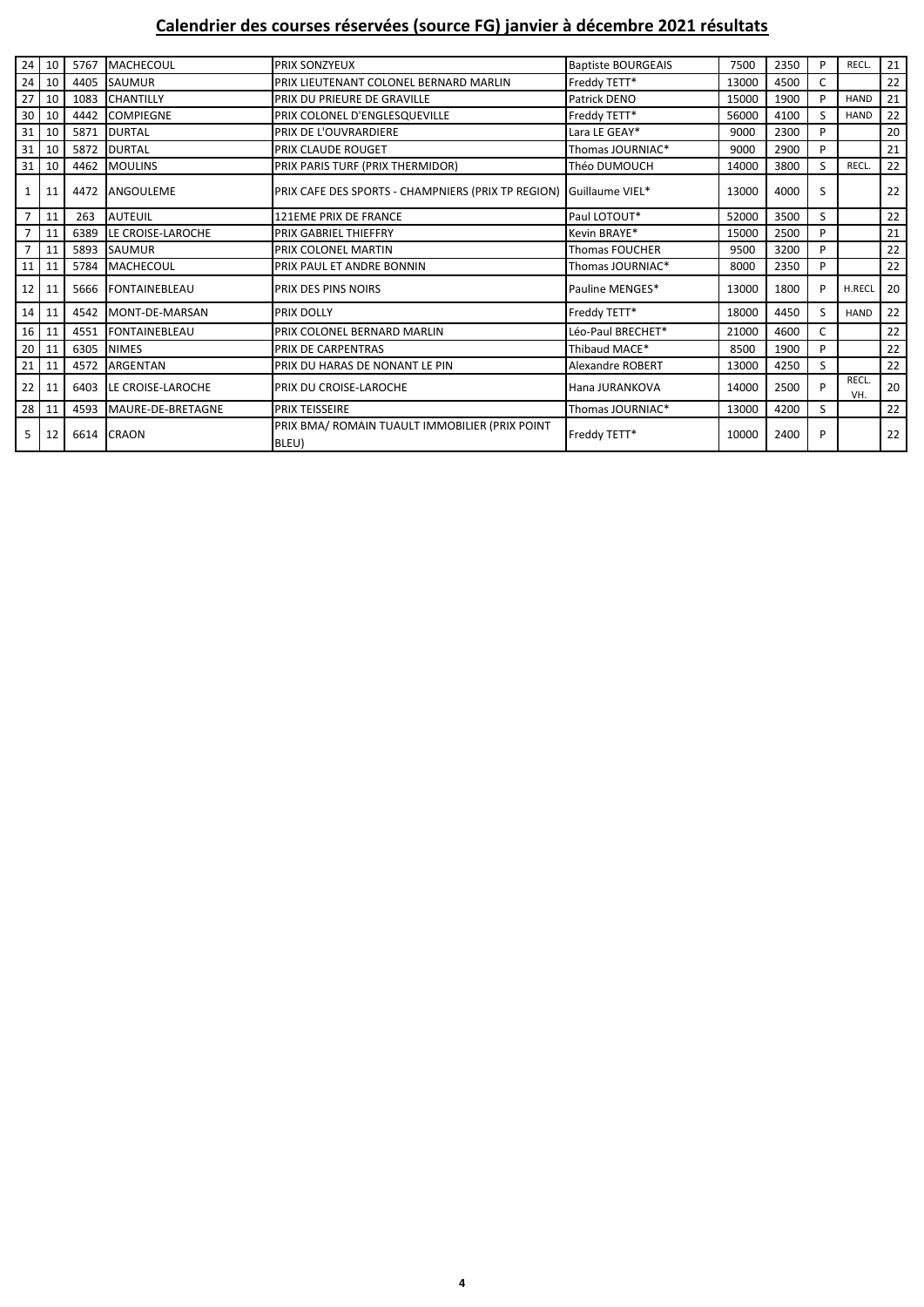## Calendrier des courses réservées (source FG) janvier à décembre 2021 résultats

| | | | | | | | | | | |
|---|---|---|---|---|---|---|---|---|---|---|
| 24 | 10 | 5767 | MACHECOUL | PRIX SONZYEUX | Baptiste BOURGEAIS | 7500 | 2350 | P | RECL. | 21 |
| 24 | 10 | 4405 | SAUMUR | PRIX LIEUTENANT COLONEL BERNARD MARLIN | Freddy TETT* | 13000 | 4500 | C | | 22 |
| 27 | 10 | 1083 | CHANTILLY | PRIX DU PRIEURE DE GRAVILLE | Patrick DENO | 15000 | 1900 | P | HAND | 21 |
| 30 | 10 | 4442 | COMPIEGNE | PRIX COLONEL D'ENGLESQUEVILLE | Freddy TETT* | 56000 | 4100 | S | HAND | 22 |
| 31 | 10 | 5871 | DURTAL | PRIX DE L'OUVRARDIERE | Lara LE GEAY* | 9000 | 2300 | P | | 20 |
| 31 | 10 | 5872 | DURTAL | PRIX CLAUDE ROUGET | Thomas JOURNIAC* | 9000 | 2900 | P | | 21 |
| 31 | 10 | 4462 | MOULINS | PRIX PARIS TURF (PRIX THERMIDOR) | Théo DUMOUCH | 14000 | 3800 | S | RECL. | 22 |
| 1 | 11 | 4472 | ANGOULEME | PRIX CAFE DES SPORTS - CHAMPNIERS (PRIX TP REGION) | Guillaume VIEL* | 13000 | 4000 | S | | 22 |
| 7 | 11 | 263 | AUTEUIL | 121EME PRIX DE FRANCE | Paul LOTOUT* | 52000 | 3500 | S | | 22 |
| 7 | 11 | 6389 | LE CROISE-LAROCHE | PRIX GABRIEL THIEFFRY | Kevin BRAYE* | 15000 | 2500 | P | | 21 |
| 7 | 11 | 5893 | SAUMUR | PRIX COLONEL MARTIN | Thomas FOUCHER | 9500 | 3200 | P | | 22 |
| 11 | 11 | 5784 | MACHECOUL | PRIX PAUL ET ANDRE BONNIN | Thomas JOURNIAC* | 8000 | 2350 | P | | 22 |
| 12 | 11 | 5666 | FONTAINEBLEAU | PRIX DES PINS NOIRS | Pauline MENGES* | 13000 | 1800 | P | H.RECL | 20 |
| 14 | 11 | 4542 | MONT-DE-MARSAN | PRIX DOLLY | Freddy TETT* | 18000 | 4450 | S | HAND | 22 |
| 16 | 11 | 4551 | FONTAINEBLEAU | PRIX COLONEL BERNARD MARLIN | Léo-Paul BRECHET* | 21000 | 4600 | C | | 22 |
| 20 | 11 | 6305 | NIMES | PRIX DE CARPENTRAS | Thibaud MACE* | 8500 | 1900 | P | | 22 |
| 21 | 11 | 4572 | ARGENTAN | PRIX DU HARAS DE NONANT LE PIN | Alexandre ROBERT | 13000 | 4250 | S | | 22 |
| 22 | 11 | 6403 | LE CROISE-LAROCHE | PRIX DU CROISE-LAROCHE | Hana JURANKOVA | 14000 | 2500 | P | RECL. VH. | 20 |
| 28 | 11 | 4593 | MAURE-DE-BRETAGNE | PRIX TEISSEIRE | Thomas JOURNIAC* | 13000 | 4200 | S | | 22 |
| 5 | 12 | 6614 | CRAON | PRIX BMA/ ROMAIN TUAULT IMMOBILIER (PRIX POINT BLEU) | Freddy TETT* | 10000 | 2400 | P | | 22 |